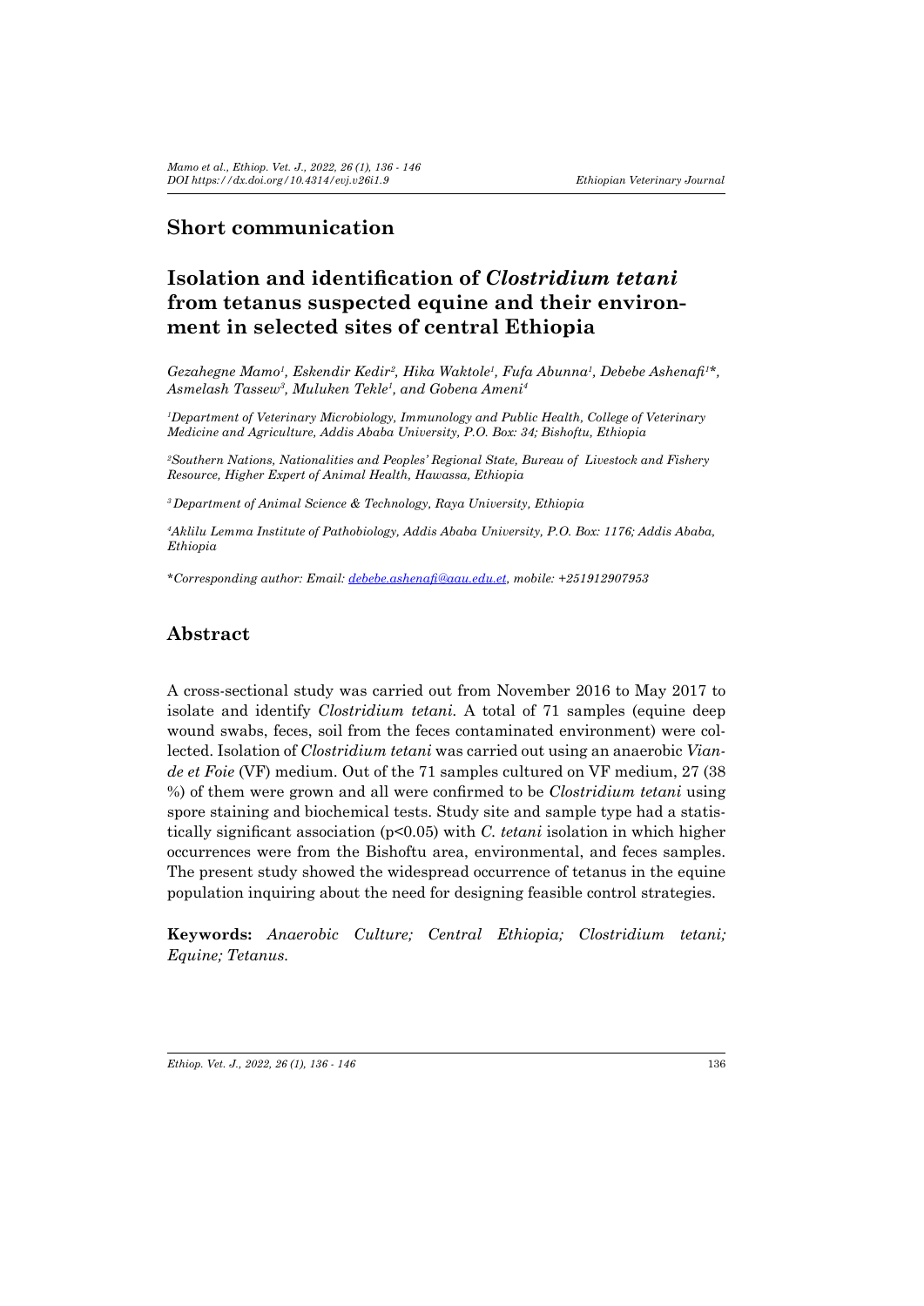## Short communication

# Isolation and identification of *Clostridium tetani* from tetanus suspected equine and their environment in selected sites of central Ethiopia

*Gezahegne Mamo[1], Eskendir Kedir[2], Hika Waktole[1], Fufa Abunna[1], Debebe Ashenafi[1]*, Asmelash Tassew[3], Muluken Tekle[1], and Gobena Ameni[4]*

*[1]Department of Veterinary Microbiology, Immunology and Public Health, College of Veterinary Medicine and Agriculture, Addis Ababa University, P.O. Box: 34; Bishoftu, Ethiopia*

*[2]Southern Nations, Nationalities and Peoples' Regional State, Bureau of Livestock and Fishery Resource, Higher Expert of Animal Health, Hawassa, Ethiopia*

*[3]Department of Animal Science & Technology, Raya University, Ethiopia*

*[4]Aklilu Lemma Institute of Pathobiology, Addis Ababa University, P.O. Box: 1176; Addis Ababa, Ethiopia*

*\*Corresponding author: Email: debebe.ashenafi@aau.edu.et, mobile: +251912907953*

## Abstract

A cross-sectional study was carried out from November 2016 to May 2017 to isolate and identify *Clostridium tetani*. A total of 71 samples (equine deep wound swabs, feces, soil from the feces contaminated environment) were collected. Isolation of *Clostridium tetani* was carried out using an anaerobic *Viande et Foie* (VF) medium. Out of the 71 samples cultured on VF medium, 27 (38 %) of them were grown and all were confirmed to be *Clostridium tetani* using spore staining and biochemical tests. Study site and sample type had a statistically significant association ($p<0.05$) with *C. tetani* isolation in which higher occurrences were from the Bishoftu area, environmental, and feces samples. The present study showed the widespread occurrence of tetanus in the equine population inquiring about the need for designing feasible control strategies.

**Keywords:** *Anaerobic Culture; Central Ethiopia; Clostridium tetani; Equine; Tetanus.*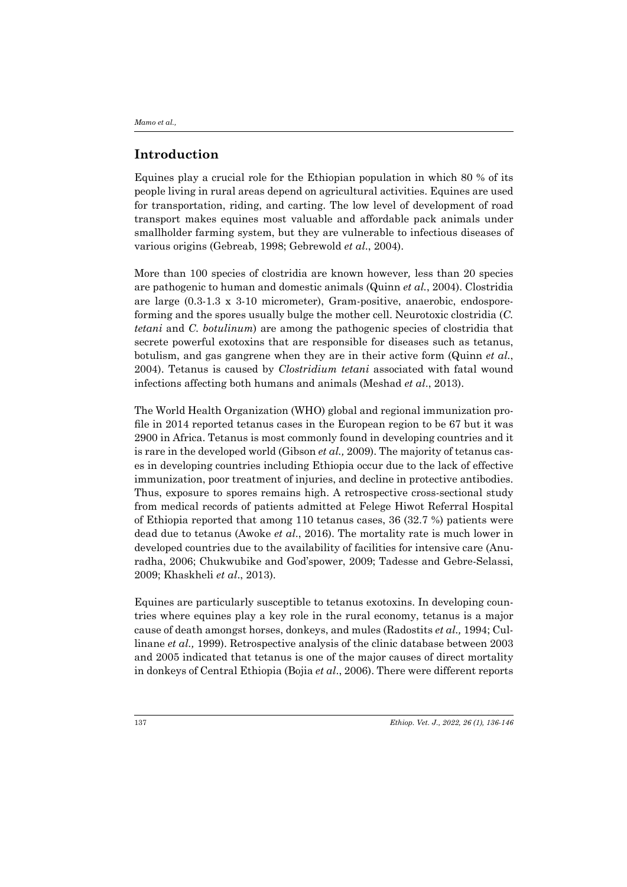## Introduction

Equines play a crucial role for the Ethiopian population in which 80 % of its people living in rural areas depend on agricultural activities. Equines are used for transportation, riding, and carting. The low level of development of road transport makes equines most valuable and affordable pack animals under smallholder farming system, but they are vulnerable to infectious diseases of various origins (Gebreab, 1998; Gebrewold *et al*., 2004).

More than 100 species of clostridia are known however, less than 20 species are pathogenic to human and domestic animals (Quinn *et al.*, 2004). Clostridia are large (0.3-1.3 x 3-10 micrometer), Gram-positive, anaerobic, endospore-forming and the spores usually bulge the mother cell. Neurotoxic clostridia (*C. tetani* and *C. botulinum*) are among the pathogenic species of clostridia that secrete powerful exotoxins that are responsible for diseases such as tetanus, botulism, and gas gangrene when they are in their active form (Quinn *et al.*, 2004). Tetanus is caused by *Clostridium tetani* associated with fatal wound infections affecting both humans and animals (Meshad *et al*., 2013).

The World Health Organization (WHO) global and regional immunization profile in 2014 reported tetanus cases in the European region to be 67 but it was 2900 in Africa. Tetanus is most commonly found in developing countries and it is rare in the developed world (Gibson *et al.,* 2009). The majority of tetanus cases in developing countries including Ethiopia occur due to the lack of effective immunization, poor treatment of injuries, and decline in protective antibodies. Thus, exposure to spores remains high. A retrospective cross-sectional study from medical records of patients admitted at Felege Hiwot Referral Hospital of Ethiopia reported that among 110 tetanus cases, 36 (32.7 %) patients were dead due to tetanus (Awoke *et al*., 2016). The mortality rate is much lower in developed countries due to the availability of facilities for intensive care (Anuradha, 2006; Chukwubike and God'spower, 2009; Tadesse and Gebre-Selassi, 2009; Khaskheli *et al*., 2013).

Equines are particularly susceptible to tetanus exotoxins. In developing countries where equines play a key role in the rural economy, tetanus is a major cause of death amongst horses, donkeys, and mules (Radostits *et al.,* 1994; Cullinane *et al.,* 1999). Retrospective analysis of the clinic database between 2003 and 2005 indicated that tetanus is one of the major causes of direct mortality in donkeys of Central Ethiopia (Bojia *et al*., 2006). There were different reports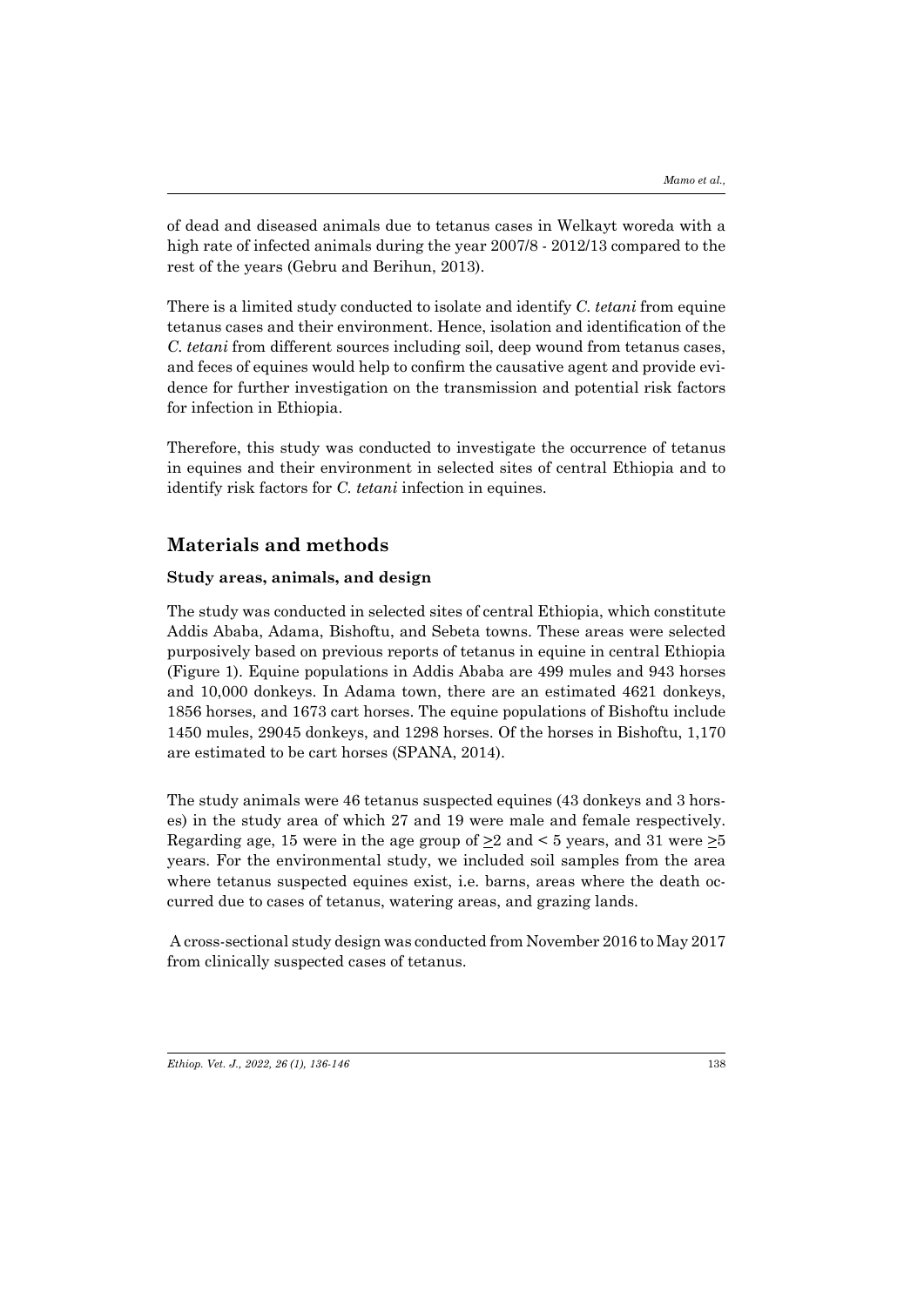of dead and diseased animals due to tetanus cases in Welkayt woreda with a high rate of infected animals during the year 2007/8 - 2012/13 compared to the rest of the years (Gebru and Berihun, 2013).

There is a limited study conducted to isolate and identify *C. tetani* from equine tetanus cases and their environment. Hence, isolation and identification of the *C. tetani* from different sources including soil, deep wound from tetanus cases, and feces of equines would help to confirm the causative agent and provide evidence for further investigation on the transmission and potential risk factors for infection in Ethiopia.

Therefore, this study was conducted to investigate the occurrence of tetanus in equines and their environment in selected sites of central Ethiopia and to identify risk factors for *C. tetani* infection in equines.

## Materials and methods

### Study areas, animals, and design

The study was conducted in selected sites of central Ethiopia, which constitute Addis Ababa, Adama, Bishoftu, and Sebeta towns. These areas were selected purposively based on previous reports of tetanus in equine in central Ethiopia (Figure 1). Equine populations in Addis Ababa are 499 mules and 943 horses and 10,000 donkeys. In Adama town, there are an estimated 4621 donkeys, 1856 horses, and 1673 cart horses. The equine populations of Bishoftu include 1450 mules, 29045 donkeys, and 1298 horses. Of the horses in Bishoftu, 1,170 are estimated to be cart horses (SPANA, 2014).

The study animals were 46 tetanus suspected equines (43 donkeys and 3 horses) in the study area of which 27 and 19 were male and female respectively. Regarding age, 15 were in the age group of $\geq$2 and < 5 years, and 31 were $\geq$5 years. For the environmental study, we included soil samples from the area where tetanus suspected equines exist, i.e. barns, areas where the death occurred due to cases of tetanus, watering areas, and grazing lands.

A cross-sectional study design was conducted from November 2016 to May 2017 from clinically suspected cases of tetanus.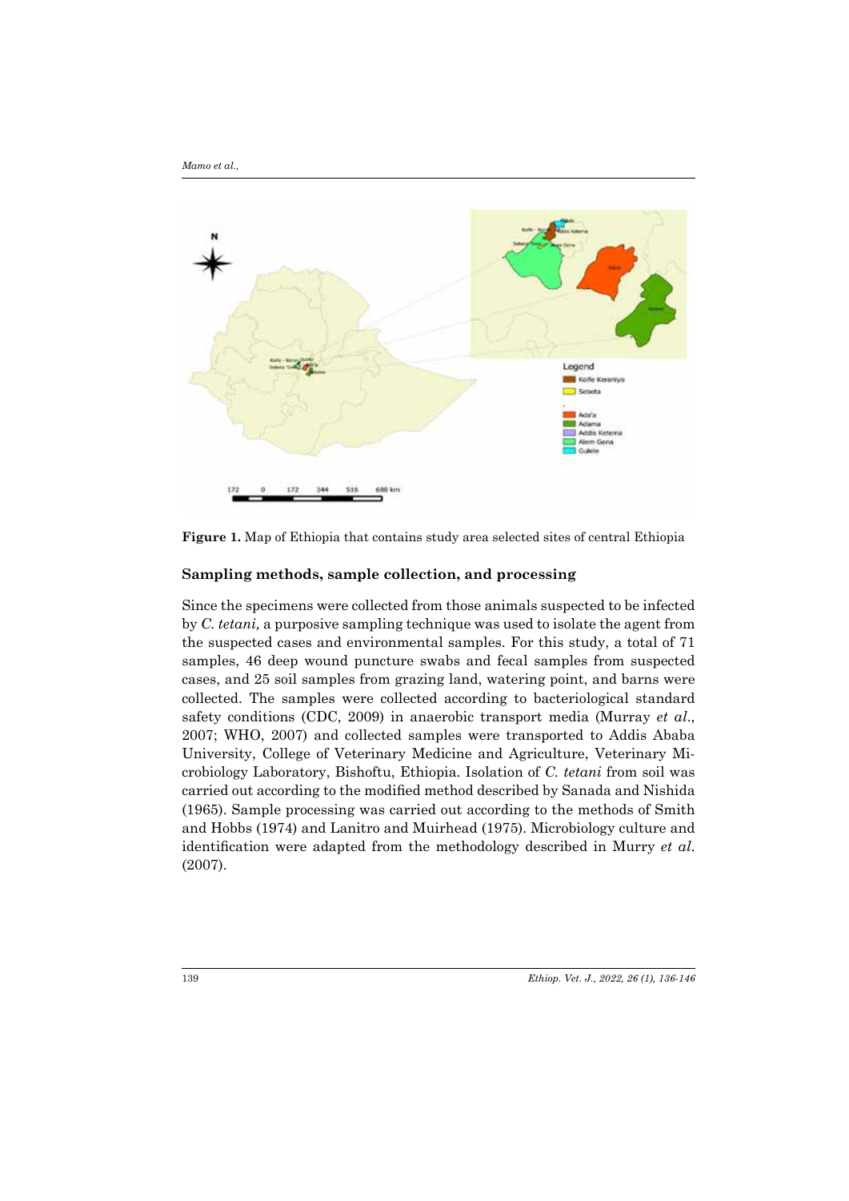**Figure 1.** Map of Ethiopia that contains study area selected sites of central Ethiopia

### Sampling methods, sample collection, and processing

Since the specimens were collected from those animals suspected to be infected by *C. tetani,* a purposive sampling technique was used to isolate the agent from the suspected cases and environmental samples. For this study, a total of 71 samples, 46 deep wound puncture swabs and fecal samples from suspected cases, and 25 soil samples from grazing land, watering point, and barns were collected. The samples were collected according to bacteriological standard safety conditions (CDC, 2009) in anaerobic transport media (Murray *et al*., 2007; WHO, 2007) and collected samples were transported to Addis Ababa University, College of Veterinary Medicine and Agriculture, Veterinary Microbiology Laboratory, Bishoftu, Ethiopia. Isolation of *C. tetani* from soil was carried out according to the modified method described by Sanada and Nishida (1965). Sample processing was carried out according to the methods of Smith and Hobbs (1974) and Lanitro and Muirhead (1975). Microbiology culture and identification were adapted from the methodology described in Murry *et al.* (2007).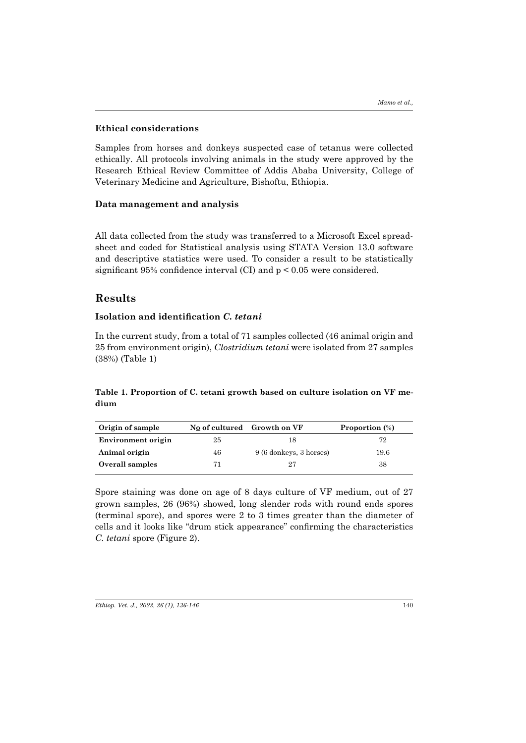### Ethical considerations

Samples from horses and donkeys suspected case of tetanus were collected ethically. All protocols involving animals in the study were approved by the Research Ethical Review Committee of Addis Ababa University, College of Veterinary Medicine and Agriculture, Bishoftu, Ethiopia.

### Data management and analysis

All data collected from the study was transferred to a Microsoft Excel spreadsheet and coded for Statistical analysis using STATA Version 13.0 software and descriptive statistics were used. To consider a result to be statistically significant 95% confidence interval (CI) and $p < 0.05$ were considered.

## Results

### Isolation and identification *C. tetani*

In the current study, from a total of 71 samples collected (46 animal origin and 25 from environment origin), *Clostridium tetani* were isolated from 27 samples (38%) (Table 1)

**Table 1. Proportion of C. tetani growth based on culture isolation on VF medium**

| Origin of sample | No of cultured | Growth on VF | Proportion (%) |
|---|---|---|---|
| **Environment origin** | 25 | 18 | 72 |
| **Animal origin** | 46 | 9 (6 donkeys, 3 horses) | 19.6 |
| **Overall samples** | 71 | 27 | 38 |

Spore staining was done on age of 8 days culture of VF medium, out of 27 grown samples, 26 (96%) showed, long slender rods with round ends spores (terminal spore), and spores were 2 to 3 times greater than the diameter of cells and it looks like "drum stick appearance" confirming the characteristics *C. tetani* spore (Figure 2).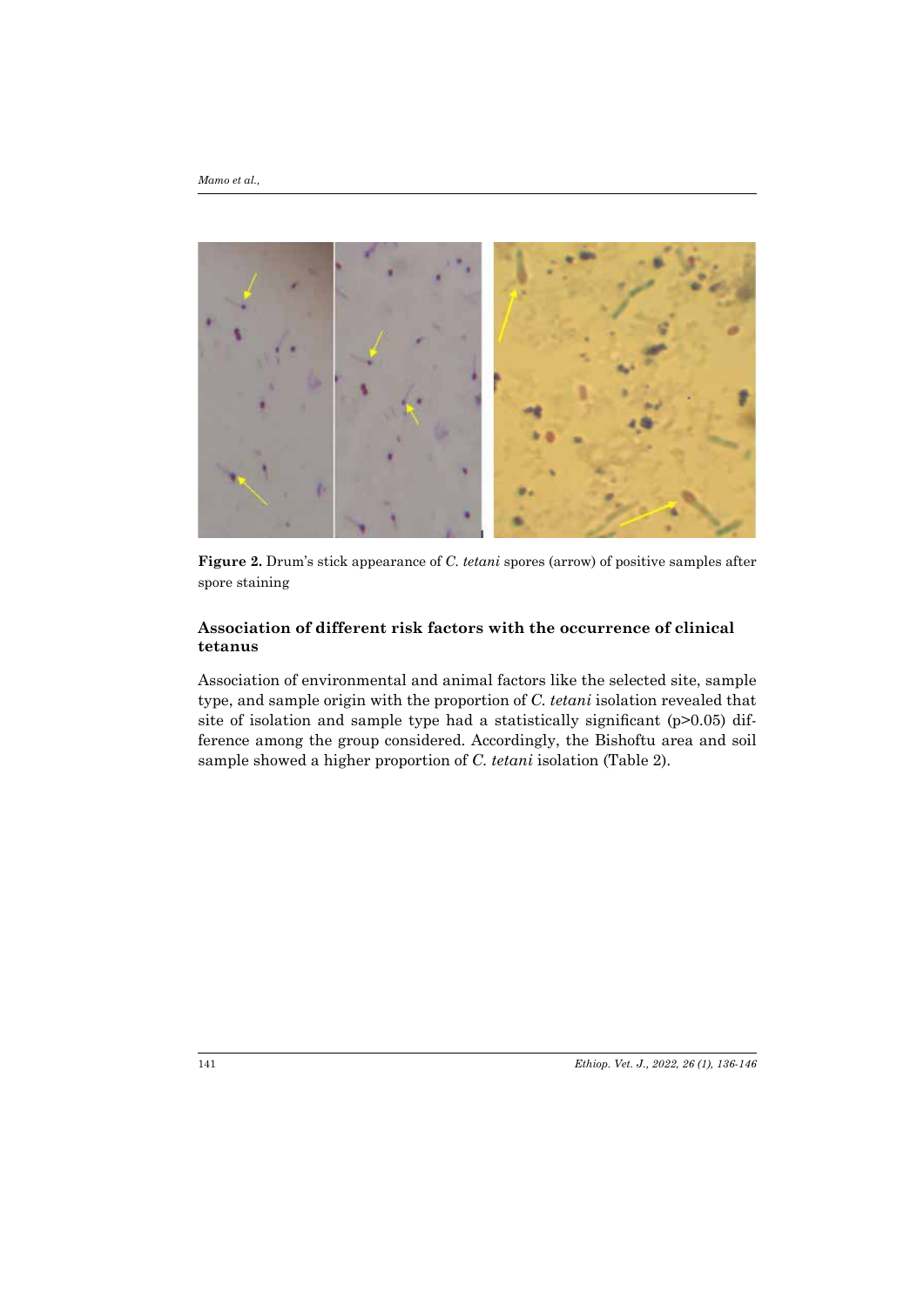**Figure 2.** Drum's stick appearance of *C. tetani* spores (arrow) of positive samples after spore staining

### Association of different risk factors with the occurrence of clinical tetanus

Association of environmental and animal factors like the selected site, sample type, and sample origin with the proportion of *C. tetani* isolation revealed that site of isolation and sample type had a statistically significant ($p>0.05$) difference among the group considered. Accordingly, the Bishoftu area and soil sample showed a higher proportion of *C. tetani* isolation (Table 2).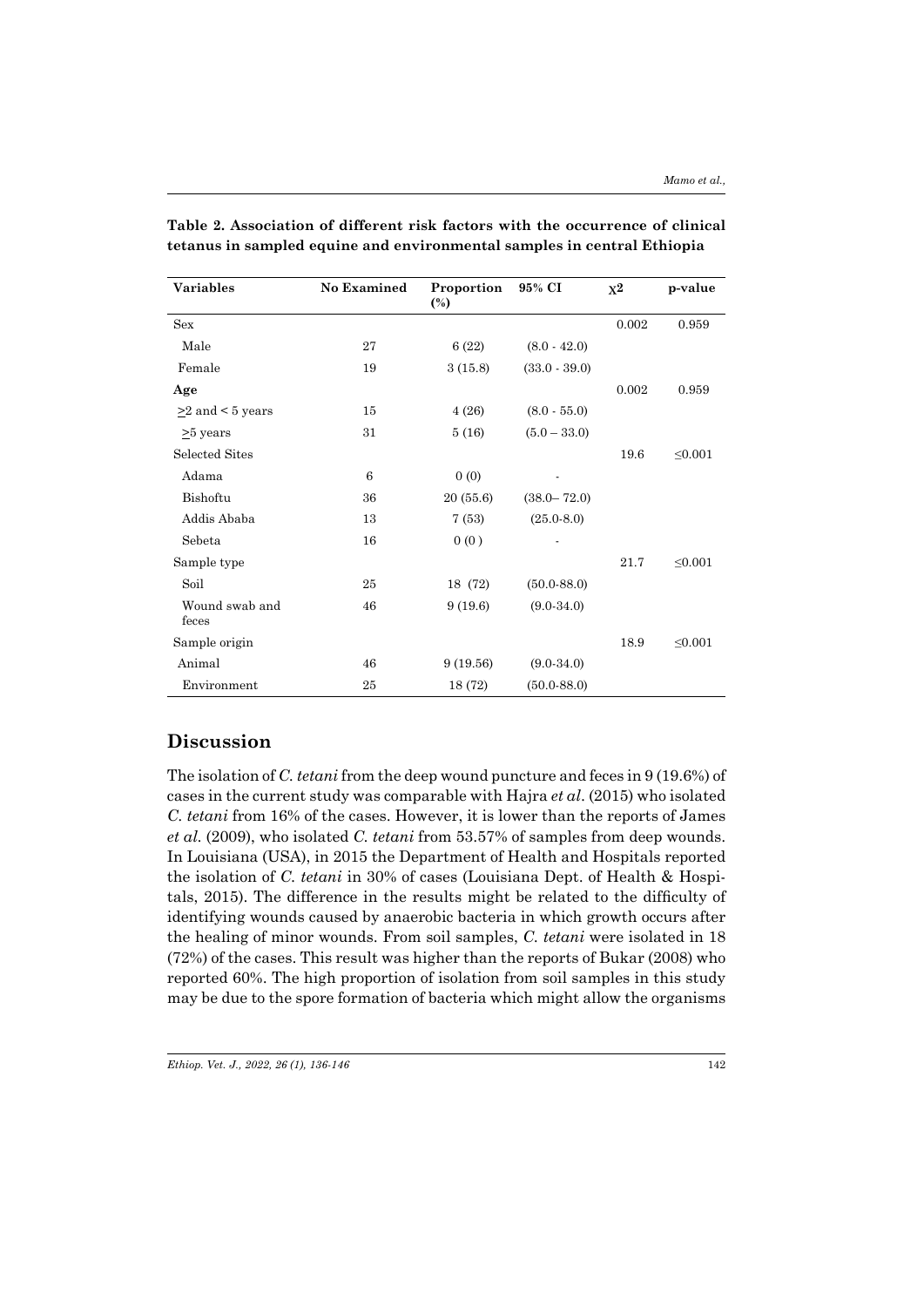**Table 2. Association of different risk factors with the occurrence of clinical tetanus in sampled equine and environmental samples in central Ethiopia**

| Variables | No Examined | Proportion (%) | 95% CI | $\chi^2$ | p-value |
|---|---|---|---|---|---|
| Sex | | | | 0.002 | 0.959 |
| Male | 27 | 6 (22) | (8.0 - 42.0) | | |
| Female | 19 | 3 (15.8) | (33.0 - 39.0) | | |
| **Age** | | | | 0.002 | 0.959 |
| ≥2 and < 5 years | 15 | 4 (26) | (8.0 - 55.0) | | |
| ≥5 years | 31 | 5 (16) | (5.0 – 33.0) | | |
| Selected Sites | | | | 19.6 | ≤0.001 |
| Adama | 6 | 0 (0) | - | | |
| Bishoftu | 36 | 20 (55.6) | (38.0– 72.0) | | |
| Addis Ababa | 13 | 7 (53) | (25.0-8.0) | | |
| Sebeta | 16 | 0 (0 ) | - | | |
| Sample type | | | | 21.7 | ≤0.001 |
| Soil | 25 | 18 (72) | (50.0-88.0) | | |
| Wound swab and feces | 46 | 9 (19.6) | (9.0-34.0) | | |
| Sample origin | | | | 18.9 | ≤0.001 |
| Animal | 46 | 9 (19.56) | (9.0-34.0) | | |
| Environment | 25 | 18 (72) | (50.0-88.0) | | |

## Discussion

The isolation of *C. tetani* from the deep wound puncture and feces in 9 (19.6%) of cases in the current study was comparable with Hajra *et al*. (2015) who isolated *C. tetani* from 16% of the cases. However, it is lower than the reports of James *et al.* (2009), who isolated *C. tetani* from 53.57% of samples from deep wounds. In Louisiana (USA), in 2015 the Department of Health and Hospitals reported the isolation of *C. tetani* in 30% of cases (Louisiana Dept. of Health & Hospitals, 2015). The difference in the results might be related to the difficulty of identifying wounds caused by anaerobic bacteria in which growth occurs after the healing of minor wounds. From soil samples, *C. tetani* were isolated in 18 (72%) of the cases. This result was higher than the reports of Bukar (2008) who reported 60%. The high proportion of isolation from soil samples in this study may be due to the spore formation of bacteria which might allow the organisms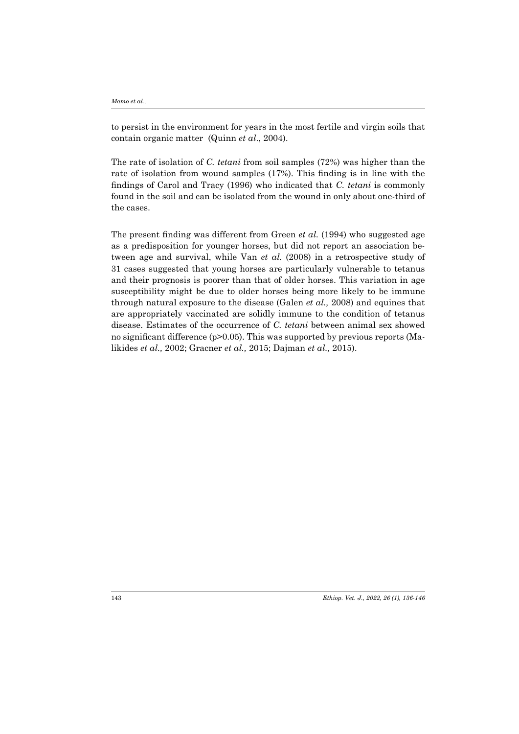to persist in the environment for years in the most fertile and virgin soils that contain organic matter (Quinn *et al*., 2004).

The rate of isolation of *C. tetani* from soil samples (72%) was higher than the rate of isolation from wound samples (17%). This finding is in line with the findings of Carol and Tracy (1996) who indicated that *C. tetani* is commonly found in the soil and can be isolated from the wound in only about one-third of the cases.

The present finding was different from Green *et al.* (1994) who suggested age as a predisposition for younger horses, but did not report an association between age and survival, while Van *et al.* (2008) in a retrospective study of 31 cases suggested that young horses are particularly vulnerable to tetanus and their prognosis is poorer than that of older horses. This variation in age susceptibility might be due to older horses being more likely to be immune through natural exposure to the disease (Galen *et al.,* 2008) and equines that are appropriately vaccinated are solidly immune to the condition of tetanus disease. Estimates of the occurrence of *C. tetani* between animal sex showed no significant difference ($p>0.05$). This was supported by previous reports (Malikides *et al.,* 2002; Gracner *et al.,* 2015; Dajman *et al.,* 2015).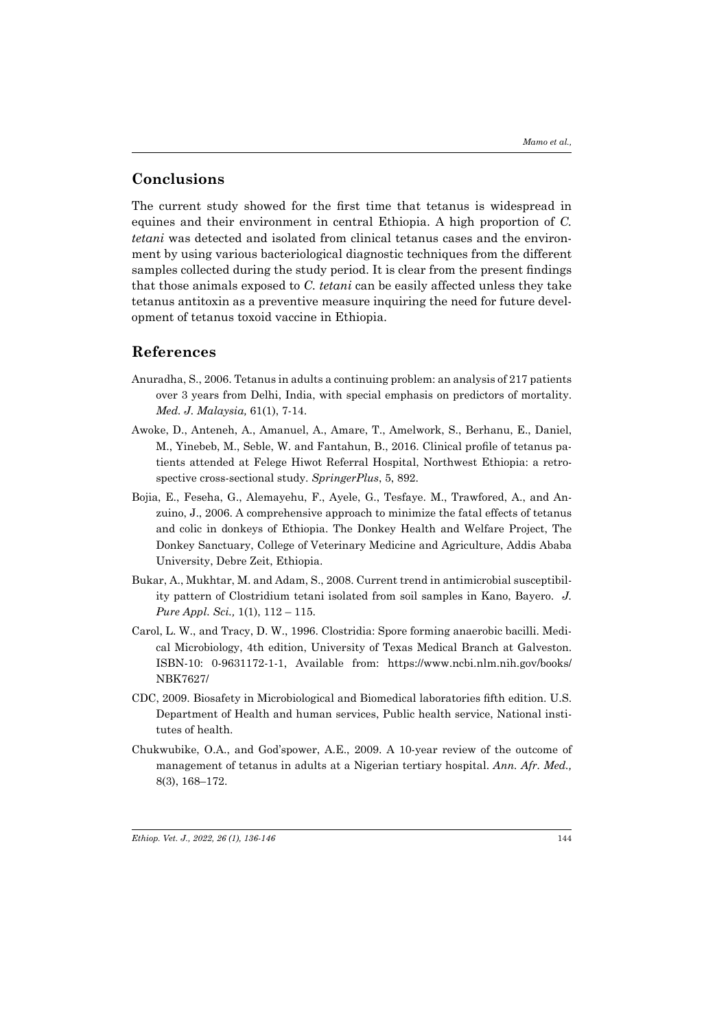## Conclusions

The current study showed for the first time that tetanus is widespread in equines and their environment in central Ethiopia. A high proportion of *C. tetani* was detected and isolated from clinical tetanus cases and the environment by using various bacteriological diagnostic techniques from the different samples collected during the study period. It is clear from the present findings that those animals exposed to *C. tetani* can be easily affected unless they take tetanus antitoxin as a preventive measure inquiring the need for future development of tetanus toxoid vaccine in Ethiopia.

## References

Anuradha, S., 2006. Tetanus in adults a continuing problem: an analysis of 217 patients over 3 years from Delhi, India, with special emphasis on predictors of mortality. *Med. J. Malaysia,* 61(1), 7-14.

Awoke, D., Anteneh, A., Amanuel, A., Amare, T., Amelwork, S., Berhanu, E., Daniel, M., Yinebeb, M., Seble, W. and Fantahun, B., 2016. Clinical profile of tetanus patients attended at Felege Hiwot Referral Hospital, Northwest Ethiopia: a retrospective cross-sectional study. *SpringerPlus*, 5, 892.

Bojia, E., Feseha, G., Alemayehu, F., Ayele, G., Tesfaye. M., Trawfored, A., and Anzuino, J., 2006. A comprehensive approach to minimize the fatal effects of tetanus and colic in donkeys of Ethiopia. The Donkey Health and Welfare Project, The Donkey Sanctuary, College of Veterinary Medicine and Agriculture, Addis Ababa University, Debre Zeit, Ethiopia.

Bukar, A., Mukhtar, M. and Adam, S., 2008. Current trend in antimicrobial susceptibility pattern of Clostridium tetani isolated from soil samples in Kano, Bayero. *J. Pure Appl. Sci.,* 1(1), 112 – 115.

Carol, L. W., and Tracy, D. W., 1996. Clostridia: Spore forming anaerobic bacilli. Medical Microbiology, 4th edition, University of Texas Medical Branch at Galveston. ISBN-10: 0-9631172-1-1, Available from: https://www.ncbi.nlm.nih.gov/books/NBK7627/

CDC, 2009. Biosafety in Microbiological and Biomedical laboratories fifth edition. U.S. Department of Health and human services, Public health service, National institutes of health.

Chukwubike, O.A., and God'spower, A.E., 2009. A 10-year review of the outcome of management of tetanus in adults at a Nigerian tertiary hospital. *Ann. Afr. Med.,* 8(3), 168–172.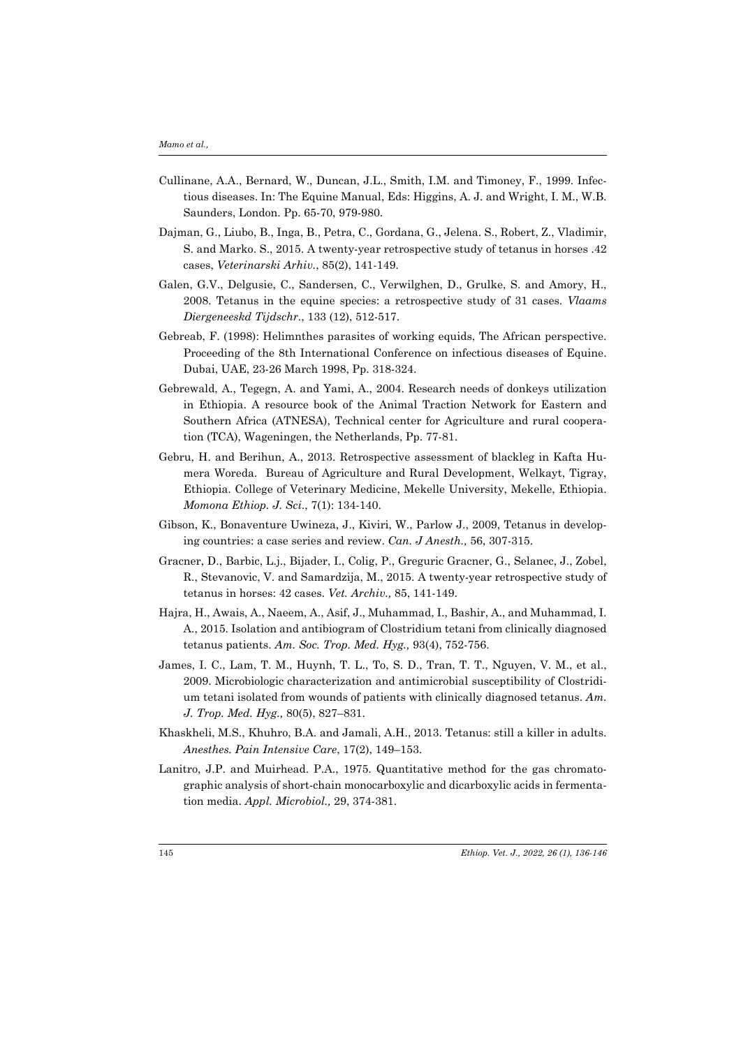Cullinane, A.A., Bernard, W., Duncan, J.L., Smith, I.M. and Timoney, F., 1999. Infectious diseases. In: The Equine Manual, Eds: Higgins, A. J. and Wright, I. M., W.B. Saunders, London. Pp. 65-70, 979-980.

Dajman, G., Liubo, B., Inga, B., Petra, C., Gordana, G., Jelena. S., Robert, Z., Vladimir, S. and Marko. S., 2015. A twenty-year retrospective study of tetanus in horses .42 cases, *Veterinarski Arhiv.*, 85(2), 141-149.

Galen, G.V., Delgusie, C., Sandersen, C., Verwilghen, D., Grulke, S. and Amory, H., 2008. Tetanus in the equine species: a retrospective study of 31 cases. *Vlaams Diergeneeskd Tijdschr.*, 133 (12), 512-517.

Gebreab, F. (1998): Helimnthes parasites of working equids, The African perspective. Proceeding of the 8th International Conference on infectious diseases of Equine. Dubai, UAE, 23-26 March 1998, Pp. 318-324.

Gebrewald, A., Tegegn, A. and Yami, A., 2004. Research needs of donkeys utilization in Ethiopia. A resource book of the Animal Traction Network for Eastern and Southern Africa (ATNESA), Technical center for Agriculture and rural cooperation (TCA), Wageningen, the Netherlands, Pp. 77-81.

Gebru, H. and Berihun, A., 2013. Retrospective assessment of blackleg in Kafta Humera Woreda. Bureau of Agriculture and Rural Development, Welkayt, Tigray, Ethiopia. College of Veterinary Medicine, Mekelle University, Mekelle, Ethiopia. *Momona Ethiop. J. Sci.*, 7(1): 134-140.

Gibson, K., Bonaventure Uwineza, J., Kiviri, W., Parlow J., 2009, Tetanus in developing countries: a case series and review. *Can. J Anesth.,* 56, 307-315.

Gracner, D., Barbic, L.j., Bijader, I., Colig, P., Greguric Gracner, G., Selanec, J., Zobel, R., Stevanovic, V. and Samardzija, M., 2015. A twenty-year retrospective study of tetanus in horses: 42 cases. *Vet. Archiv.,* 85, 141-149.

Hajra, H., Awais, A., Naeem, A., Asif, J., Muhammad, I., Bashir, A., and Muhammad, I. A., 2015. Isolation and antibiogram of Clostridium tetani from clinically diagnosed tetanus patients. *Am. Soc. Trop. Med. Hyg.,* 93(4), 752-756.

James, I. C., Lam, T. M., Huynh, T. L., To, S. D., Tran, T. T., Nguyen, V. M., et al., 2009. Microbiologic characterization and antimicrobial susceptibility of Clostridium tetani isolated from wounds of patients with clinically diagnosed tetanus. *Am. J. Trop. Med. Hyg.,* 80(5), 827–831.

Khaskheli, M.S., Khuhro, B.A. and Jamali, A.H., 2013. Tetanus: still a killer in adults. *Anesthes. Pain Intensive Care*, 17(2), 149–153.

Lanitro, J.P. and Muirhead. P.A., 1975. Quantitative method for the gas chromatographic analysis of short-chain monocarboxylic and dicarboxylic acids in fermentation media. *Appl. Microbiol.,* 29, 374-381.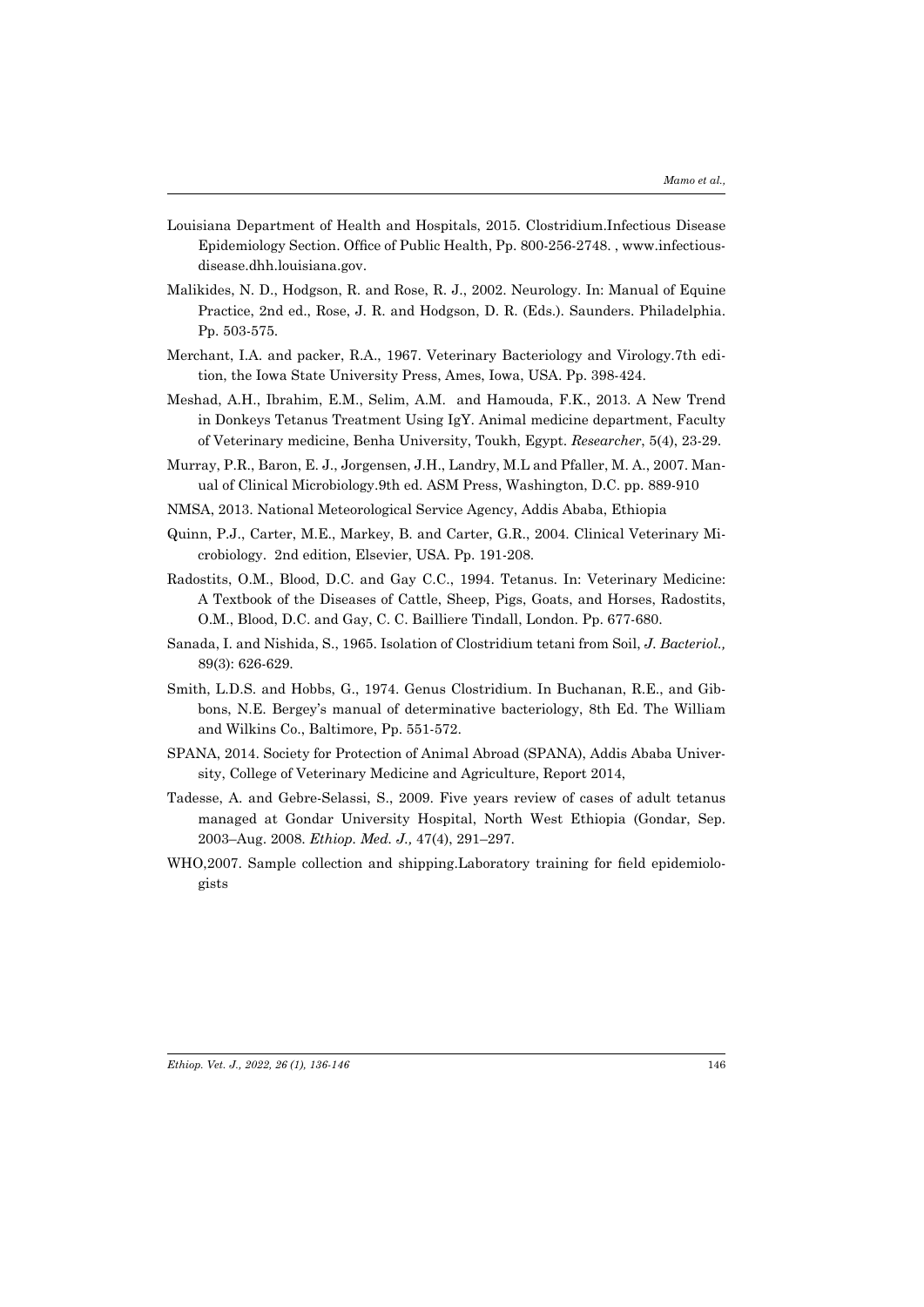Louisiana Department of Health and Hospitals, 2015. Clostridium.Infectious Disease Epidemiology Section. Office of Public Health, Pp. 800-256-2748. , www.infectious-disease.dhh.louisiana.gov.

Malikides, N. D., Hodgson, R. and Rose, R. J., 2002. Neurology. In: Manual of Equine Practice, 2nd ed., Rose, J. R. and Hodgson, D. R. (Eds.). Saunders. Philadelphia. Pp. 503-575.

Merchant, I.A. and packer, R.A., 1967. Veterinary Bacteriology and Virology.7th edition, the Iowa State University Press, Ames, Iowa, USA. Pp. 398-424.

Meshad, A.H., Ibrahim, E.M., Selim, A.M. and Hamouda, F.K., 2013. A New Trend in Donkeys Tetanus Treatment Using IgY. Animal medicine department, Faculty of Veterinary medicine, Benha University, Toukh, Egypt. *Researcher*, 5(4), 23-29.

Murray, P.R., Baron, E. J., Jorgensen, J.H., Landry, M.L and Pfaller, M. A., 2007. Manual of Clinical Microbiology.9th ed. ASM Press, Washington, D.C. pp. 889-910

NMSA, 2013. National Meteorological Service Agency, Addis Ababa, Ethiopia

Quinn, P.J., Carter, M.E., Markey, B. and Carter, G.R., 2004. Clinical Veterinary Microbiology. 2nd edition, Elsevier, USA. Pp. 191-208.

Radostits, O.M., Blood, D.C. and Gay C.C., 1994. Tetanus. In: Veterinary Medicine: A Textbook of the Diseases of Cattle, Sheep, Pigs, Goats, and Horses, Radostits, O.M., Blood, D.C. and Gay, C. C. Bailliere Tindall, London. Pp. 677-680.

Sanada, I. and Nishida, S., 1965. Isolation of Clostridium tetani from Soil, *J. Bacteriol.,* 89(3): 626-629.

Smith, L.D.S. and Hobbs, G., 1974. Genus Clostridium. In Buchanan, R.E., and Gibbons, N.E. Bergey's manual of determinative bacteriology, 8th Ed. The William and Wilkins Co., Baltimore, Pp. 551-572.

SPANA, 2014. Society for Protection of Animal Abroad (SPANA), Addis Ababa University, College of Veterinary Medicine and Agriculture, Report 2014,

Tadesse, A. and Gebre-Selassi, S., 2009. Five years review of cases of adult tetanus managed at Gondar University Hospital, North West Ethiopia (Gondar, Sep. 2003–Aug. 2008. *Ethiop. Med. J.,* 47(4), 291–297.

WHO,2007. Sample collection and shipping.Laboratory training for field epidemiologists